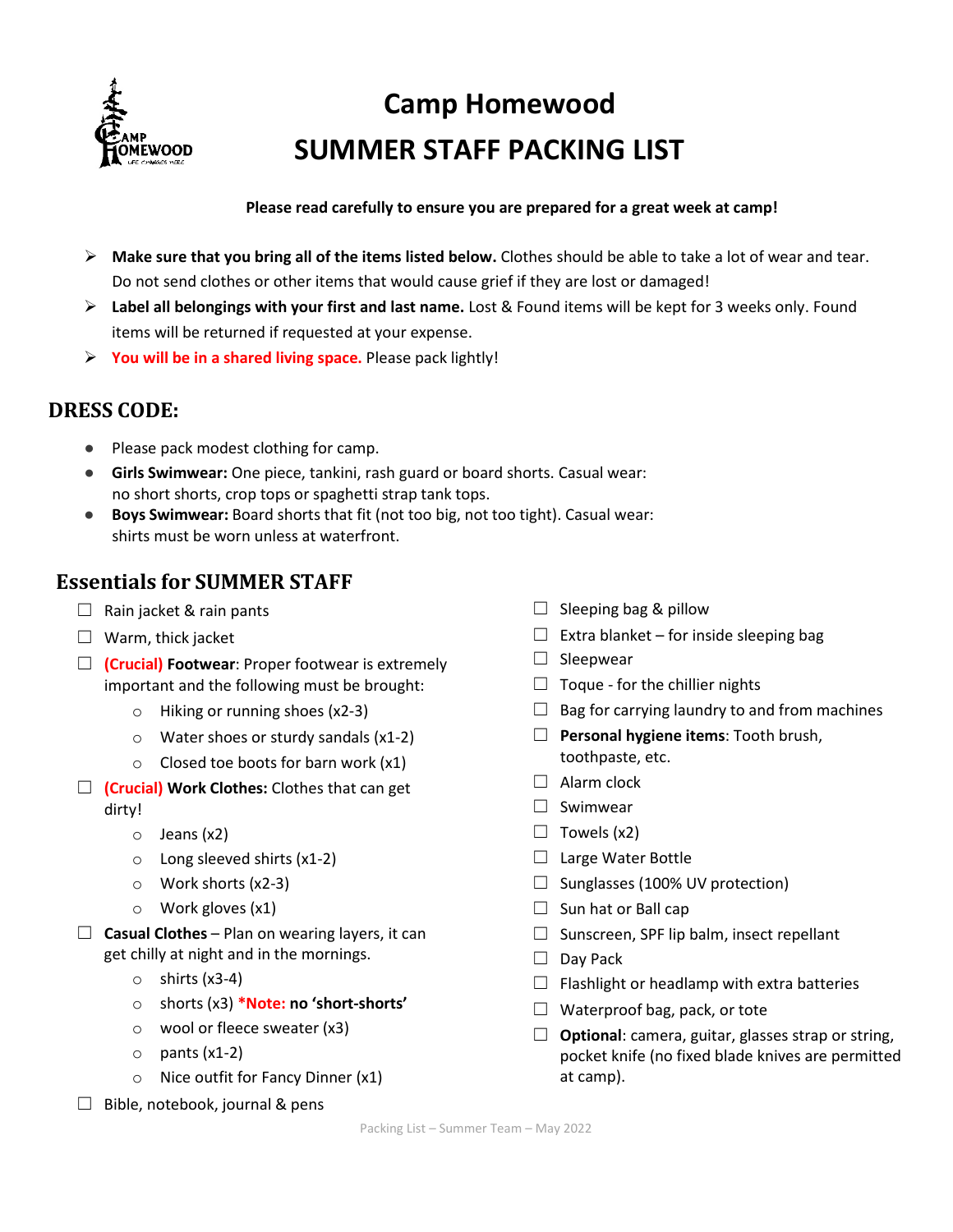# Camp Homewood
# SUMMER STAFF PACKING LIST

**Please read carefully to ensure you are prepared for a great week at camp!**

- **Make sure that you bring all of the items listed below.** Clothes should be able to take a lot of wear and tear. Do not send clothes or other items that would cause grief if they are lost or damaged!
- **Label all belongings with your first and last name.** Lost & Found items will be kept for 3 weeks only. Found items will be returned if requested at your expense.
- **You will be in a shared living space.** Please pack lightly!

## DRESS CODE:

- Please pack modest clothing for camp.
- **Girls Swimwear:** One piece, tankini, rash guard or board shorts. Casual wear: no short shorts, crop tops or spaghetti strap tank tops.
- **Boys Swimwear:** Board shorts that fit (not too big, not too tight). Casual wear: shirts must be worn unless at waterfront.

## Essentials for SUMMER STAFF

- ☐ Rain jacket & rain pants
- ☐ Warm, thick jacket
- ☐ **(Crucial) Footwear**: Proper footwear is extremely important and the following must be brought:
  - Hiking or running shoes (x2-3)
  - Water shoes or sturdy sandals (x1-2)
  - Closed toe boots for barn work (x1)
- ☐ **(Crucial) Work Clothes:** Clothes that can get dirty!
  - Jeans (x2)
  - Long sleeved shirts (x1-2)
  - Work shorts (x2-3)
  - Work gloves (x1)
- ☐ **Casual Clothes** – Plan on wearing layers, it can get chilly at night and in the mornings.
  - shirts (x3-4)
  - shorts (x3) ***Note:** **no 'short-shorts'**
  - wool or fleece sweater (x3)
  - pants (x1-2)
  - Nice outfit for Fancy Dinner (x1)
- ☐ Bible, notebook, journal & pens
- ☐ Sleeping bag & pillow
- ☐ Extra blanket – for inside sleeping bag
- ☐ Sleepwear
- ☐ Toque - for the chillier nights
- ☐ Bag for carrying laundry to and from machines
- ☐ **Personal hygiene items**: Tooth brush, toothpaste, etc.
- ☐ Alarm clock
- ☐ Swimwear
- ☐ Towels (x2)
- ☐ Large Water Bottle
- ☐ Sunglasses (100% UV protection)
- ☐ Sun hat or Ball cap
- ☐ Sunscreen, SPF lip balm, insect repellant
- ☐ Day Pack
- ☐ Flashlight or headlamp with extra batteries
- ☐ Waterproof bag, pack, or tote
- ☐ **Optional**: camera, guitar, glasses strap or string, pocket knife (no fixed blade knives are permitted at camp).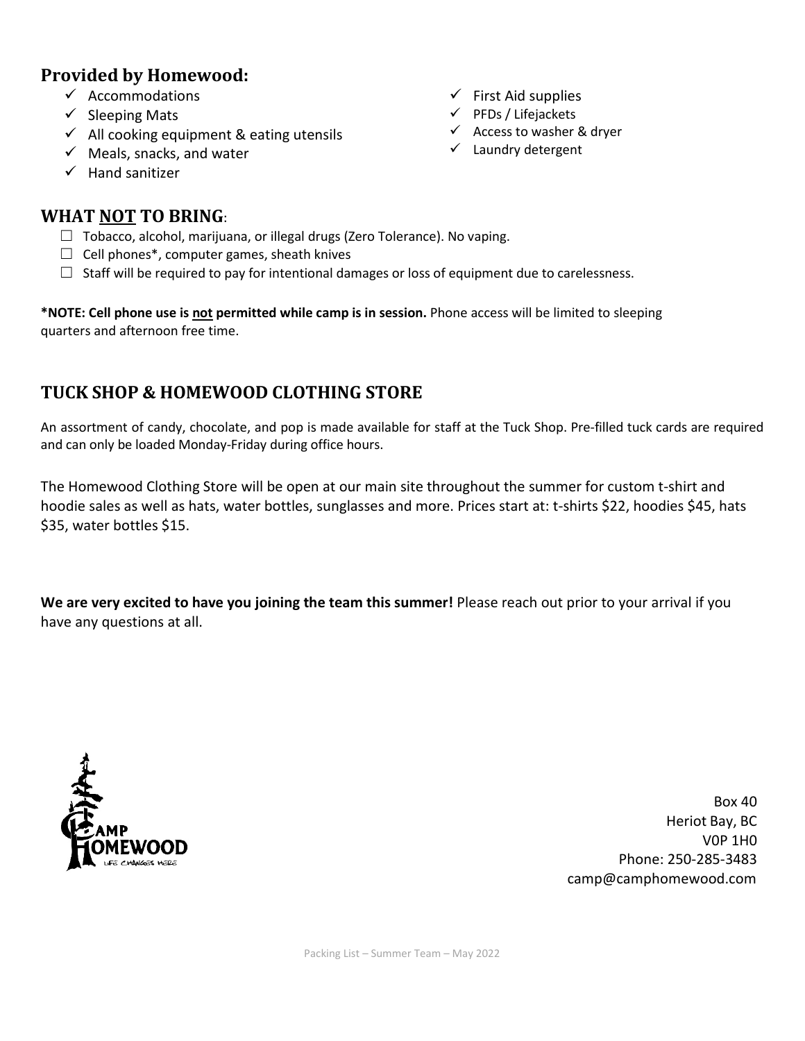## Provided by Homewood:

- ✓ Accommodations
- ✓ Sleeping Mats
- ✓ All cooking equipment & eating utensils
- ✓ Meals, snacks, and water
- ✓ Hand sanitizer
- ✓ First Aid supplies
- ✓ PFDs / Lifejackets
- ✓ Access to washer & dryer
- ✓ Laundry detergent

## WHAT NOT TO BRING:

- ☐ Tobacco, alcohol, marijuana, or illegal drugs (Zero Tolerance). No vaping.
- ☐ Cell phones*, computer games, sheath knives
- ☐ Staff will be required to pay for intentional damages or loss of equipment due to carelessness.

**\*NOTE: Cell phone use is not permitted while camp is in session.** Phone access will be limited to sleeping quarters and afternoon free time.

## TUCK SHOP & HOMEWOOD CLOTHING STORE

An assortment of candy, chocolate, and pop is made available for staff at the Tuck Shop. Pre-filled tuck cards are required and can only be loaded Monday-Friday during office hours.

The Homewood Clothing Store will be open at our main site throughout the summer for custom t-shirt and hoodie sales as well as hats, water bottles, sunglasses and more. Prices start at: t-shirts $22, hoodies $45, hats $35, water bottles $15.

**We are very excited to have you joining the team this summer!** Please reach out prior to your arrival if you have any questions at all.

Camp Homewood
Life Changes Here

Box 40
Heriot Bay, BC
V0P 1H0
Phone: 250-285-3483
camp@camphomewood.com